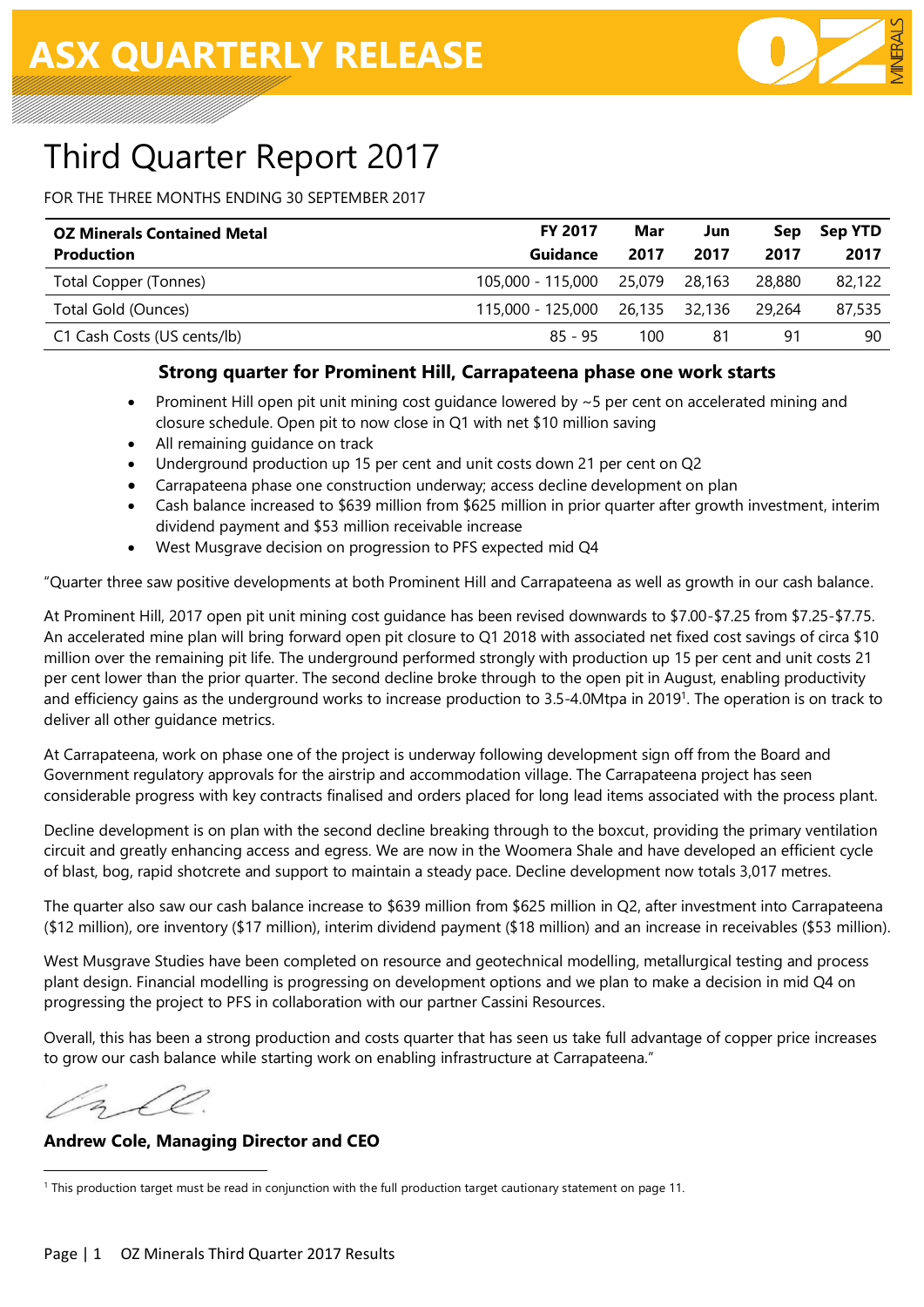# ASX QUARTERLY RELEASE

# Third Quarter Report 2017

FOR THE THREE MONTHS ENDING 30 SEPTEMBER 2017

| OZ Minerals Contained Metal Production | FY 2017 Guidance | Mar 2017 | Jun 2017 | Sep 2017 | Sep YTD 2017 |
|---|---|---|---|---|---|
| Total Copper (Tonnes) | 105,000 - 115,000 | 25,079 | 28,163 | 28,880 | 82,122 |
| Total Gold (Ounces) | 115,000 - 125,000 | 26,135 | 32,136 | 29,264 | 87,535 |
| C1 Cash Costs (US cents/lb) | 85 - 95 | 100 | 81 | 91 | 90 |

### Strong quarter for Prominent Hill, Carrapateena phase one work starts

- Prominent Hill open pit unit mining cost guidance lowered by ~5 per cent on accelerated mining and closure schedule. Open pit to now close in Q1 with net $10 million saving
- All remaining guidance on track
- Underground production up 15 per cent and unit costs down 21 per cent on Q2
- Carrapateena phase one construction underway; access decline development on plan
- Cash balance increased to $639 million from $625 million in prior quarter after growth investment, interim dividend payment and $53 million receivable increase
- West Musgrave decision on progression to PFS expected mid Q4

"Quarter three saw positive developments at both Prominent Hill and Carrapateena as well as growth in our cash balance.

At Prominent Hill, 2017 open pit unit mining cost guidance has been revised downwards to $7.00-$7.25 from $7.25-$7.75. An accelerated mine plan will bring forward open pit closure to Q1 2018 with associated net fixed cost savings of circa $10 million over the remaining pit life. The underground performed strongly with production up 15 per cent and unit costs 21 per cent lower than the prior quarter. The second decline broke through to the open pit in August, enabling productivity and efficiency gains as the underground works to increase production to 3.5-4.0Mtpa in 2019[1]. The operation is on track to deliver all other guidance metrics.

At Carrapateena, work on phase one of the project is underway following development sign off from the Board and Government regulatory approvals for the airstrip and accommodation village. The Carrapateena project has seen considerable progress with key contracts finalised and orders placed for long lead items associated with the process plant.

Decline development is on plan with the second decline breaking through to the boxcut, providing the primary ventilation circuit and greatly enhancing access and egress. We are now in the Woomera Shale and have developed an efficient cycle of blast, bog, rapid shotcrete and support to maintain a steady pace. Decline development now totals 3,017 metres.

The quarter also saw our cash balance increase to $639 million from $625 million in Q2, after investment into Carrapateena ($12 million), ore inventory ($17 million), interim dividend payment ($18 million) and an increase in receivables ($53 million).

West Musgrave Studies have been completed on resource and geotechnical modelling, metallurgical testing and process plant design. Financial modelling is progressing on development options and we plan to make a decision in mid Q4 on progressing the project to PFS in collaboration with our partner Cassini Resources.

Overall, this has been a strong production and costs quarter that has seen us take full advantage of copper price increases to grow our cash balance while starting work on enabling infrastructure at Carrapateena."

**Andrew Cole, Managing Director and CEO**

[1] This production target must be read in conjunction with the full production target cautionary statement on page 11.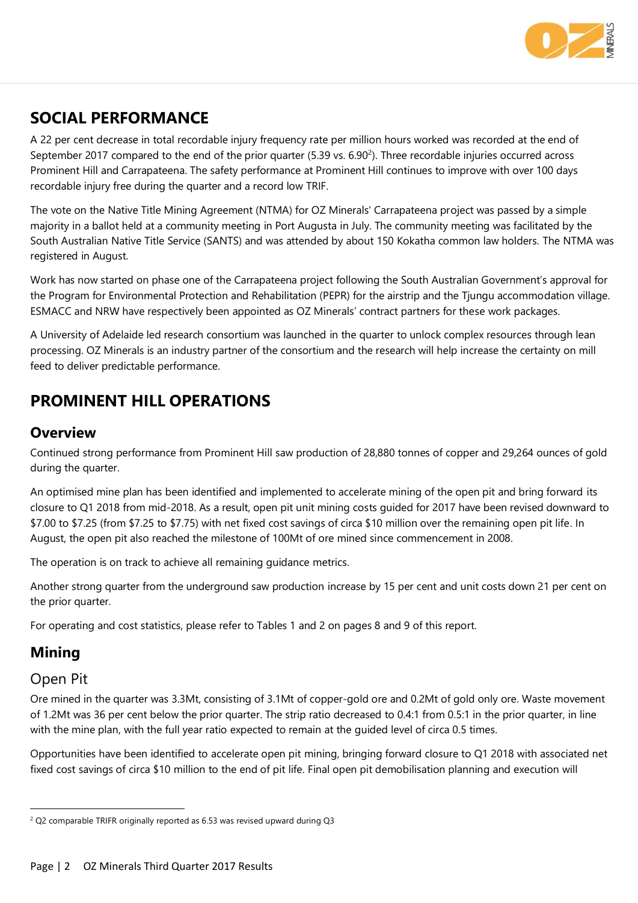## SOCIAL PERFORMANCE

A 22 per cent decrease in total recordable injury frequency rate per million hours worked was recorded at the end of September 2017 compared to the end of the prior quarter (5.39 vs. 6.90[2]). Three recordable injuries occurred across Prominent Hill and Carrapateena. The safety performance at Prominent Hill continues to improve with over 100 days recordable injury free during the quarter and a record low TRIF.

The vote on the Native Title Mining Agreement (NTMA) for OZ Minerals' Carrapateena project was passed by a simple majority in a ballot held at a community meeting in Port Augusta in July. The community meeting was facilitated by the South Australian Native Title Service (SANTS) and was attended by about 150 Kokatha common law holders. The NTMA was registered in August.

Work has now started on phase one of the Carrapateena project following the South Australian Government's approval for the Program for Environmental Protection and Rehabilitation (PEPR) for the airstrip and the Tjungu accommodation village. ESMACC and NRW have respectively been appointed as OZ Minerals' contract partners for these work packages.

A University of Adelaide led research consortium was launched in the quarter to unlock complex resources through lean processing. OZ Minerals is an industry partner of the consortium and the research will help increase the certainty on mill feed to deliver predictable performance.

## PROMINENT HILL OPERATIONS

### Overview

Continued strong performance from Prominent Hill saw production of 28,880 tonnes of copper and 29,264 ounces of gold during the quarter.

An optimised mine plan has been identified and implemented to accelerate mining of the open pit and bring forward its closure to Q1 2018 from mid-2018. As a result, open pit unit mining costs guided for 2017 have been revised downward to $7.00 to $7.25 (from $7.25 to $7.75) with net fixed cost savings of circa $10 million over the remaining open pit life. In August, the open pit also reached the milestone of 100Mt of ore mined since commencement in 2008.

The operation is on track to achieve all remaining guidance metrics.

Another strong quarter from the underground saw production increase by 15 per cent and unit costs down 21 per cent on the prior quarter.

For operating and cost statistics, please refer to Tables 1 and 2 on pages 8 and 9 of this report.

### Mining

#### Open Pit

Ore mined in the quarter was 3.3Mt, consisting of 3.1Mt of copper-gold ore and 0.2Mt of gold only ore. Waste movement of 1.2Mt was 36 per cent below the prior quarter. The strip ratio decreased to 0.4:1 from 0.5:1 in the prior quarter, in line with the mine plan, with the full year ratio expected to remain at the guided level of circa 0.5 times.

Opportunities have been identified to accelerate open pit mining, bringing forward closure to Q1 2018 with associated net fixed cost savings of circa $10 million to the end of pit life. Final open pit demobilisation planning and execution will

---

[2] Q2 comparable TRIFR originally reported as 6.53 was revised upward during Q3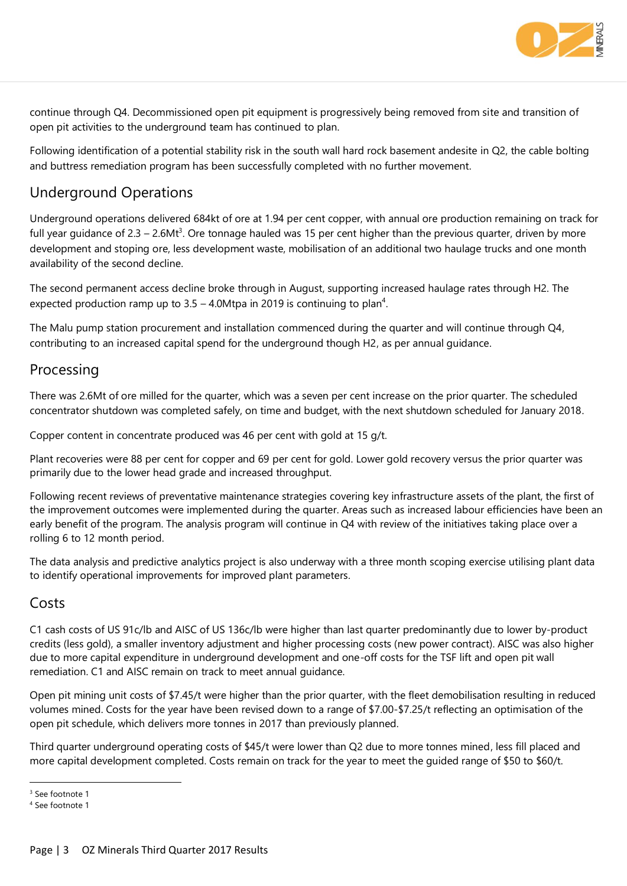continue through Q4. Decommissioned open pit equipment is progressively being removed from site and transition of open pit activities to the underground team has continued to plan.

Following identification of a potential stability risk in the south wall hard rock basement andesite in Q2, the cable bolting and buttress remediation program has been successfully completed with no further movement.

## Underground Operations

Underground operations delivered 684kt of ore at 1.94 per cent copper, with annual ore production remaining on track for full year guidance of 2.3 – 2.6Mt[3]. Ore tonnage hauled was 15 per cent higher than the previous quarter, driven by more development and stoping ore, less development waste, mobilisation of an additional two haulage trucks and one month availability of the second decline.

The second permanent access decline broke through in August, supporting increased haulage rates through H2. The expected production ramp up to 3.5 – 4.0Mtpa in 2019 is continuing to plan[4].

The Malu pump station procurement and installation commenced during the quarter and will continue through Q4, contributing to an increased capital spend for the underground though H2, as per annual guidance.

## Processing

There was 2.6Mt of ore milled for the quarter, which was a seven per cent increase on the prior quarter. The scheduled concentrator shutdown was completed safely, on time and budget, with the next shutdown scheduled for January 2018.

Copper content in concentrate produced was 46 per cent with gold at 15 g/t.

Plant recoveries were 88 per cent for copper and 69 per cent for gold. Lower gold recovery versus the prior quarter was primarily due to the lower head grade and increased throughput.

Following recent reviews of preventative maintenance strategies covering key infrastructure assets of the plant, the first of the improvement outcomes were implemented during the quarter. Areas such as increased labour efficiencies have been an early benefit of the program. The analysis program will continue in Q4 with review of the initiatives taking place over a rolling 6 to 12 month period.

The data analysis and predictive analytics project is also underway with a three month scoping exercise utilising plant data to identify operational improvements for improved plant parameters.

## Costs

C1 cash costs of US 91c/lb and AISC of US 136c/lb were higher than last quarter predominantly due to lower by-product credits (less gold), a smaller inventory adjustment and higher processing costs (new power contract). AISC was also higher due to more capital expenditure in underground development and one-off costs for the TSF lift and open pit wall remediation. C1 and AISC remain on track to meet annual guidance.

Open pit mining unit costs of $7.45/t were higher than the prior quarter, with the fleet demobilisation resulting in reduced volumes mined. Costs for the year have been revised down to a range of $7.00-$7.25/t reflecting an optimisation of the open pit schedule, which delivers more tonnes in 2017 than previously planned.

Third quarter underground operating costs of $45/t were lower than Q2 due to more tonnes mined, less fill placed and more capital development completed. Costs remain on track for the year to meet the guided range of $50 to $60/t.

---

[3] See footnote 1

[4] See footnote 1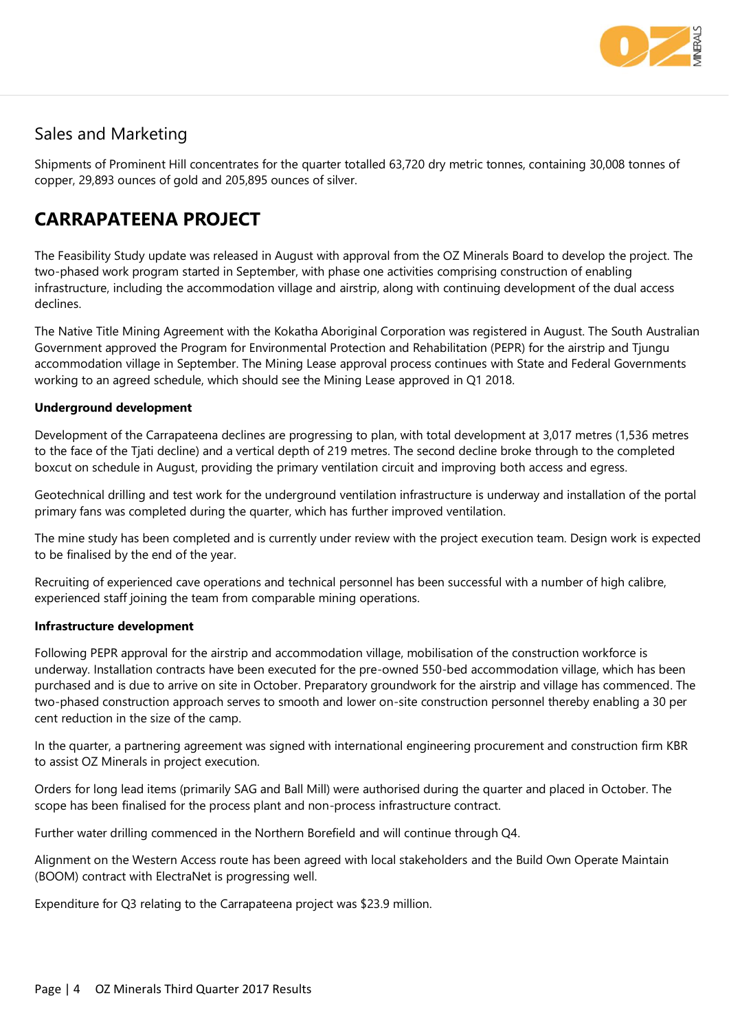## Sales and Marketing

Shipments of Prominent Hill concentrates for the quarter totalled 63,720 dry metric tonnes, containing 30,008 tonnes of copper, 29,893 ounces of gold and 205,895 ounces of silver.

# CARRAPATEENA PROJECT

The Feasibility Study update was released in August with approval from the OZ Minerals Board to develop the project. The two-phased work program started in September, with phase one activities comprising construction of enabling infrastructure, including the accommodation village and airstrip, along with continuing development of the dual access declines.

The Native Title Mining Agreement with the Kokatha Aboriginal Corporation was registered in August. The South Australian Government approved the Program for Environmental Protection and Rehabilitation (PEPR) for the airstrip and Tjungu accommodation village in September. The Mining Lease approval process continues with State and Federal Governments working to an agreed schedule, which should see the Mining Lease approved in Q1 2018.

**Underground development**

Development of the Carrapateena declines are progressing to plan, with total development at 3,017 metres (1,536 metres to the face of the Tjati decline) and a vertical depth of 219 metres. The second decline broke through to the completed boxcut on schedule in August, providing the primary ventilation circuit and improving both access and egress.

Geotechnical drilling and test work for the underground ventilation infrastructure is underway and installation of the portal primary fans was completed during the quarter, which has further improved ventilation.

The mine study has been completed and is currently under review with the project execution team. Design work is expected to be finalised by the end of the year.

Recruiting of experienced cave operations and technical personnel has been successful with a number of high calibre, experienced staff joining the team from comparable mining operations.

**Infrastructure development**

Following PEPR approval for the airstrip and accommodation village, mobilisation of the construction workforce is underway. Installation contracts have been executed for the pre-owned 550-bed accommodation village, which has been purchased and is due to arrive on site in October. Preparatory groundwork for the airstrip and village has commenced. The two-phased construction approach serves to smooth and lower on-site construction personnel thereby enabling a 30 per cent reduction in the size of the camp.

In the quarter, a partnering agreement was signed with international engineering procurement and construction firm KBR to assist OZ Minerals in project execution.

Orders for long lead items (primarily SAG and Ball Mill) were authorised during the quarter and placed in October. The scope has been finalised for the process plant and non-process infrastructure contract.

Further water drilling commenced in the Northern Borefield and will continue through Q4.

Alignment on the Western Access route has been agreed with local stakeholders and the Build Own Operate Maintain (BOOM) contract with ElectraNet is progressing well.

Expenditure for Q3 relating to the Carrapateena project was $23.9 million.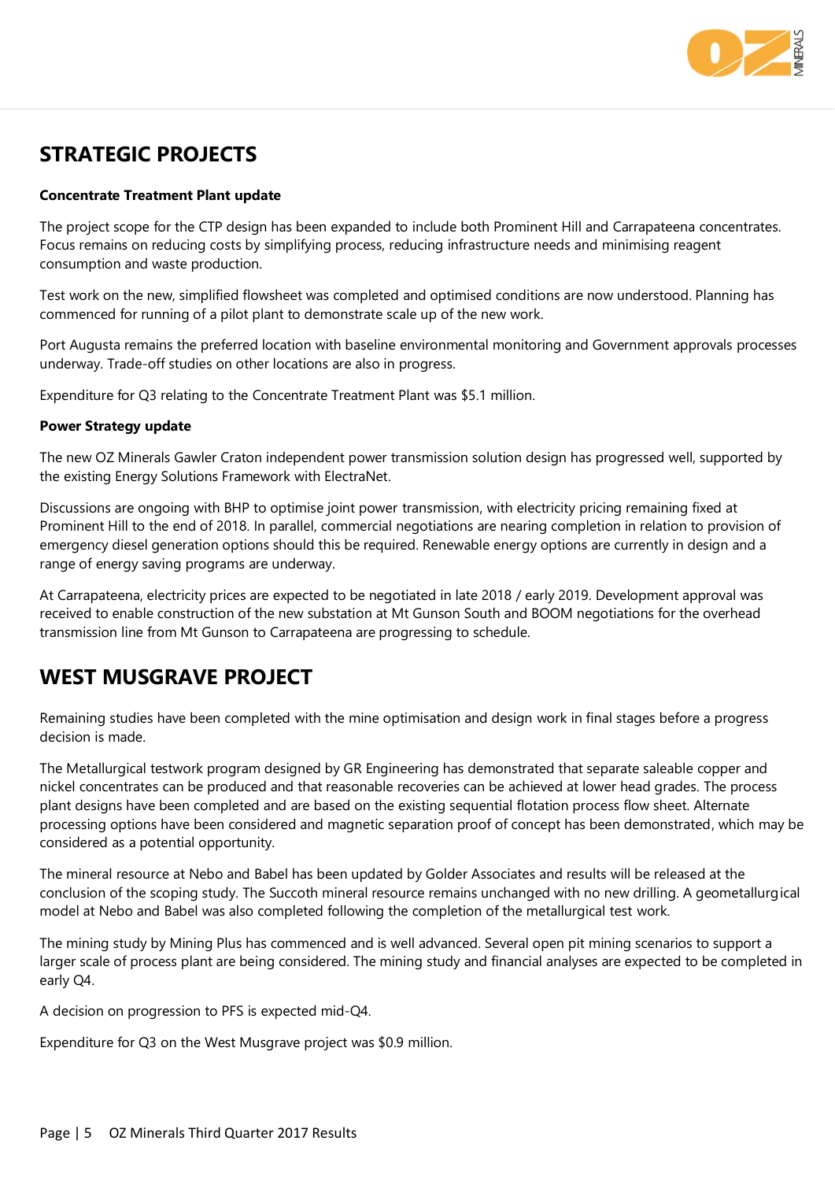## STRATEGIC PROJECTS

**Concentrate Treatment Plant update**

The project scope for the CTP design has been expanded to include both Prominent Hill and Carrapateena concentrates. Focus remains on reducing costs by simplifying process, reducing infrastructure needs and minimising reagent consumption and waste production.

Test work on the new, simplified flowsheet was completed and optimised conditions are now understood. Planning has commenced for running of a pilot plant to demonstrate scale up of the new work.

Port Augusta remains the preferred location with baseline environmental monitoring and Government approvals processes underway. Trade-off studies on other locations are also in progress.

Expenditure for Q3 relating to the Concentrate Treatment Plant was $5.1 million.

**Power Strategy update**

The new OZ Minerals Gawler Craton independent power transmission solution design has progressed well, supported by the existing Energy Solutions Framework with ElectraNet.

Discussions are ongoing with BHP to optimise joint power transmission, with electricity pricing remaining fixed at Prominent Hill to the end of 2018. In parallel, commercial negotiations are nearing completion in relation to provision of emergency diesel generation options should this be required. Renewable energy options are currently in design and a range of energy saving programs are underway.

At Carrapateena, electricity prices are expected to be negotiated in late 2018 / early 2019. Development approval was received to enable construction of the new substation at Mt Gunson South and BOOM negotiations for the overhead transmission line from Mt Gunson to Carrapateena are progressing to schedule.

## WEST MUSGRAVE PROJECT

Remaining studies have been completed with the mine optimisation and design work in final stages before a progress decision is made.

The Metallurgical testwork program designed by GR Engineering has demonstrated that separate saleable copper and nickel concentrates can be produced and that reasonable recoveries can be achieved at lower head grades. The process plant designs have been completed and are based on the existing sequential flotation process flow sheet. Alternate processing options have been considered and magnetic separation proof of concept has been demonstrated, which may be considered as a potential opportunity.

The mineral resource at Nebo and Babel has been updated by Golder Associates and results will be released at the conclusion of the scoping study. The Succoth mineral resource remains unchanged with no new drilling. A geometallurgical model at Nebo and Babel was also completed following the completion of the metallurgical test work.

The mining study by Mining Plus has commenced and is well advanced. Several open pit mining scenarios to support a larger scale of process plant are being considered. The mining study and financial analyses are expected to be completed in early Q4.

A decision on progression to PFS is expected mid-Q4.

Expenditure for Q3 on the West Musgrave project was $0.9 million.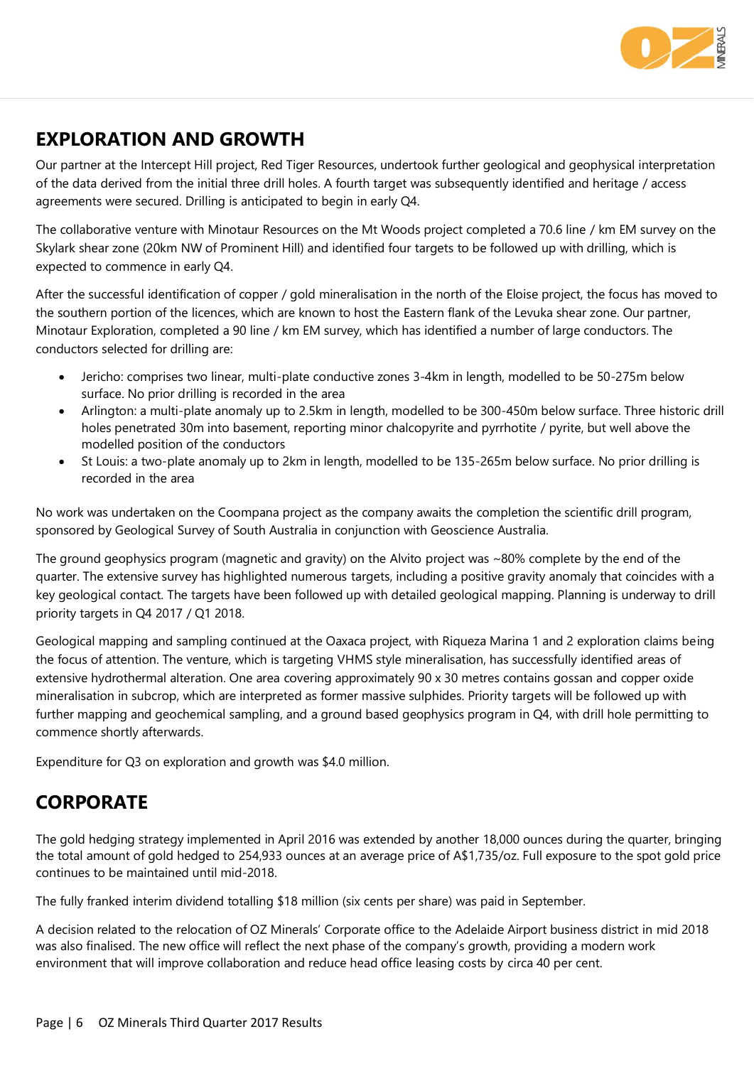## EXPLORATION AND GROWTH

Our partner at the Intercept Hill project, Red Tiger Resources, undertook further geological and geophysical interpretation of the data derived from the initial three drill holes. A fourth target was subsequently identified and heritage / access agreements were secured. Drilling is anticipated to begin in early Q4.

The collaborative venture with Minotaur Resources on the Mt Woods project completed a 70.6 line / km EM survey on the Skylark shear zone (20km NW of Prominent Hill) and identified four targets to be followed up with drilling, which is expected to commence in early Q4.

After the successful identification of copper / gold mineralisation in the north of the Eloise project, the focus has moved to the southern portion of the licences, which are known to host the Eastern flank of the Levuka shear zone. Our partner, Minotaur Exploration, completed a 90 line / km EM survey, which has identified a number of large conductors. The conductors selected for drilling are:

- Jericho: comprises two linear, multi-plate conductive zones 3-4km in length, modelled to be 50-275m below surface. No prior drilling is recorded in the area
- Arlington: a multi-plate anomaly up to 2.5km in length, modelled to be 300-450m below surface. Three historic drill holes penetrated 30m into basement, reporting minor chalcopyrite and pyrrhotite / pyrite, but well above the modelled position of the conductors
- St Louis: a two-plate anomaly up to 2km in length, modelled to be 135-265m below surface. No prior drilling is recorded in the area

No work was undertaken on the Coompana project as the company awaits the completion the scientific drill program, sponsored by Geological Survey of South Australia in conjunction with Geoscience Australia.

The ground geophysics program (magnetic and gravity) on the Alvito project was ~80% complete by the end of the quarter. The extensive survey has highlighted numerous targets, including a positive gravity anomaly that coincides with a key geological contact. The targets have been followed up with detailed geological mapping. Planning is underway to drill priority targets in Q4 2017 / Q1 2018.

Geological mapping and sampling continued at the Oaxaca project, with Riqueza Marina 1 and 2 exploration claims being the focus of attention. The venture, which is targeting VHMS style mineralisation, has successfully identified areas of extensive hydrothermal alteration. One area covering approximately 90 x 30 metres contains gossan and copper oxide mineralisation in subcrop, which are interpreted as former massive sulphides. Priority targets will be followed up with further mapping and geochemical sampling, and a ground based geophysics program in Q4, with drill hole permitting to commence shortly afterwards.

Expenditure for Q3 on exploration and growth was $4.0 million.

## CORPORATE

The gold hedging strategy implemented in April 2016 was extended by another 18,000 ounces during the quarter, bringing the total amount of gold hedged to 254,933 ounces at an average price of A$1,735/oz. Full exposure to the spot gold price continues to be maintained until mid-2018.

The fully franked interim dividend totalling $18 million (six cents per share) was paid in September.

A decision related to the relocation of OZ Minerals' Corporate office to the Adelaide Airport business district in mid 2018 was also finalised. The new office will reflect the next phase of the company's growth, providing a modern work environment that will improve collaboration and reduce head office leasing costs by circa 40 per cent.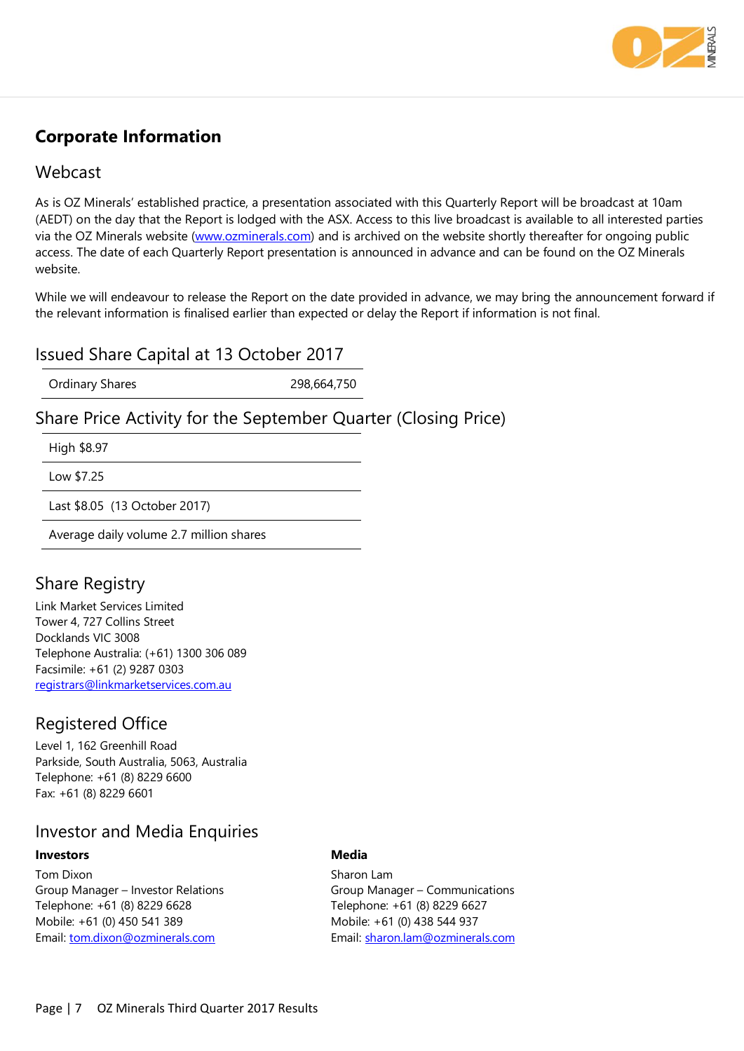# Corporate Information

## Webcast

As is OZ Minerals' established practice, a presentation associated with this Quarterly Report will be broadcast at 10am (AEDT) on the day that the Report is lodged with the ASX. Access to this live broadcast is available to all interested parties via the OZ Minerals website (www.ozminerals.com) and is archived on the website shortly thereafter for ongoing public access. The date of each Quarterly Report presentation is announced in advance and can be found on the OZ Minerals website.

While we will endeavour to release the Report on the date provided in advance, we may bring the announcement forward if the relevant information is finalised earlier than expected or delay the Report if information is not final.

## Issued Share Capital at 13 October 2017

| | |
|---|---|
| Ordinary Shares | 298,664,750 |

## Share Price Activity for the September Quarter (Closing Price)

| |
|---|
| High $8.97 |
| Low $7.25 |
| Last $8.05 (13 October 2017) |
| Average daily volume 2.7 million shares |

## Share Registry

Link Market Services Limited
Tower 4, 727 Collins Street
Docklands VIC 3008
Telephone Australia: (+61) 1300 306 089
Facsimile: +61 (2) 9287 0303
registrars@linkmarketservices.com.au

## Registered Office

Level 1, 162 Greenhill Road
Parkside, South Australia, 5063, Australia
Telephone: +61 (8) 8229 6600
Fax: +61 (8) 8229 6601

## Investor and Media Enquiries

**Investors**

Tom Dixon
Group Manager – Investor Relations
Telephone: +61 (8) 8229 6628
Mobile: +61 (0) 450 541 389
Email: tom.dixon@ozminerals.com

**Media**

Sharon Lam
Group Manager – Communications
Telephone: +61 (8) 8229 6627
Mobile: +61 (0) 438 544 937
Email: sharon.lam@ozminerals.com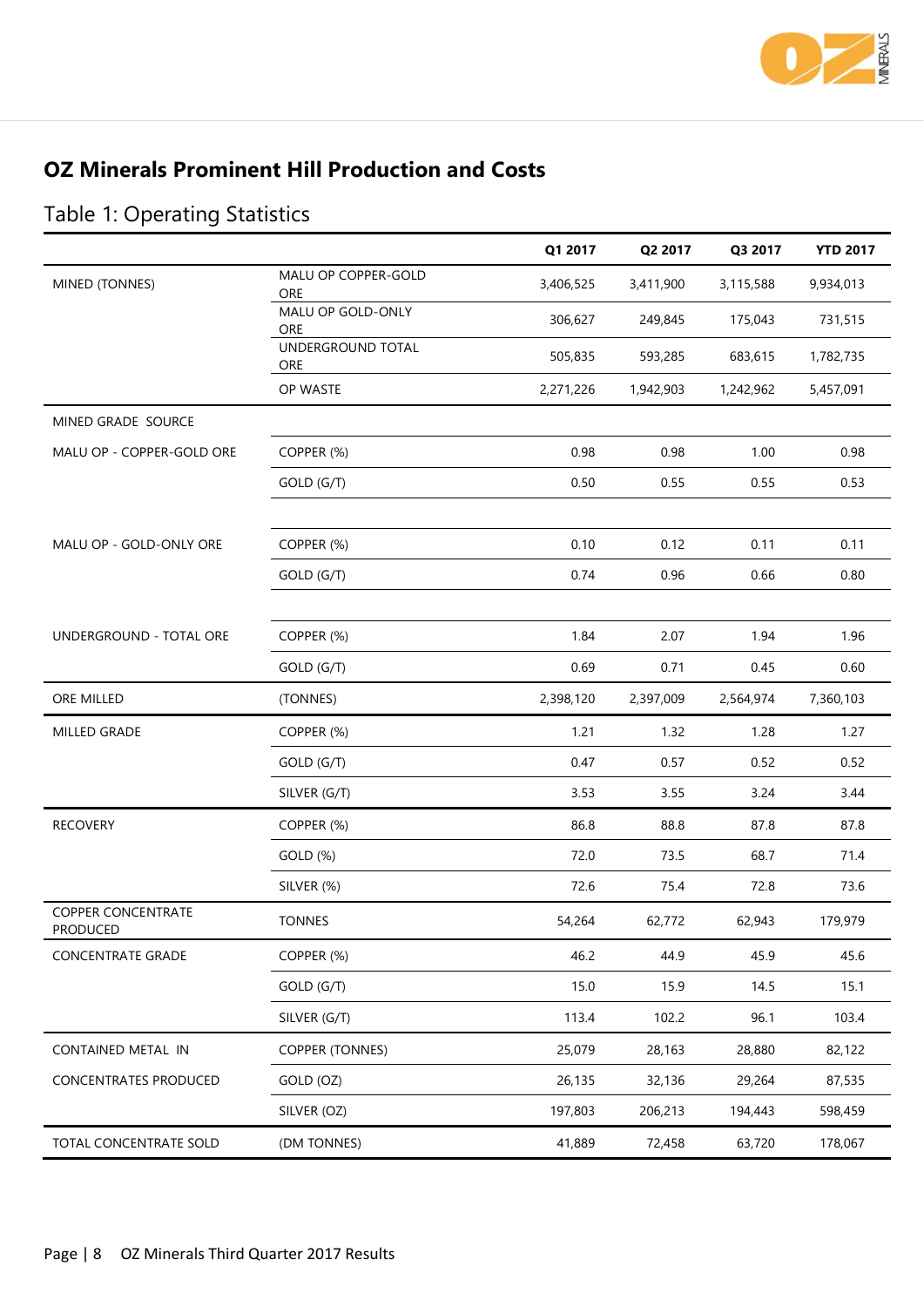## OZ Minerals Prominent Hill Production and Costs

### Table 1: Operating Statistics

| | | Q1 2017 | Q2 2017 | Q3 2017 | YTD 2017 |
|---|---|---|---|---|---|
| MINED (TONNES) | MALU OP COPPER-GOLD ORE | 3,406,525 | 3,411,900 | 3,115,588 | 9,934,013 |
| | MALU OP GOLD-ONLY ORE | 306,627 | 249,845 | 175,043 | 731,515 |
| | UNDERGROUND TOTAL ORE | 505,835 | 593,285 | 683,615 | 1,782,735 |
| | OP WASTE | 2,271,226 | 1,942,903 | 1,242,962 | 5,457,091 |
| MINED GRADE SOURCE | | | | | |
| MALU OP - COPPER-GOLD ORE | COPPER (%) | 0.98 | 0.98 | 1.00 | 0.98 |
| | GOLD (G/T) | 0.50 | 0.55 | 0.55 | 0.53 |
| | | | | | |
| MALU OP - GOLD-ONLY ORE | COPPER (%) | 0.10 | 0.12 | 0.11 | 0.11 |
| | GOLD (G/T) | 0.74 | 0.96 | 0.66 | 0.80 |
| | | | | | |
| UNDERGROUND - TOTAL ORE | COPPER (%) | 1.84 | 2.07 | 1.94 | 1.96 |
| | GOLD (G/T) | 0.69 | 0.71 | 0.45 | 0.60 |
| ORE MILLED | (TONNES) | 2,398,120 | 2,397,009 | 2,564,974 | 7,360,103 |
| MILLED GRADE | COPPER (%) | 1.21 | 1.32 | 1.28 | 1.27 |
| | GOLD (G/T) | 0.47 | 0.57 | 0.52 | 0.52 |
| | SILVER (G/T) | 3.53 | 3.55 | 3.24 | 3.44 |
| RECOVERY | COPPER (%) | 86.8 | 88.8 | 87.8 | 87.8 |
| | GOLD (%) | 72.0 | 73.5 | 68.7 | 71.4 |
| | SILVER (%) | 72.6 | 75.4 | 72.8 | 73.6 |
| COPPER CONCENTRATE PRODUCED | TONNES | 54,264 | 62,772 | 62,943 | 179,979 |
| CONCENTRATE GRADE | COPPER (%) | 46.2 | 44.9 | 45.9 | 45.6 |
| | GOLD (G/T) | 15.0 | 15.9 | 14.5 | 15.1 |
| | SILVER (G/T) | 113.4 | 102.2 | 96.1 | 103.4 |
| CONTAINED METAL IN | COPPER (TONNES) | 25,079 | 28,163 | 28,880 | 82,122 |
| CONCENTRATES PRODUCED | GOLD (OZ) | 26,135 | 32,136 | 29,264 | 87,535 |
| | SILVER (OZ) | 197,803 | 206,213 | 194,443 | 598,459 |
| TOTAL CONCENTRATE SOLD | (DM TONNES) | 41,889 | 72,458 | 63,720 | 178,067 |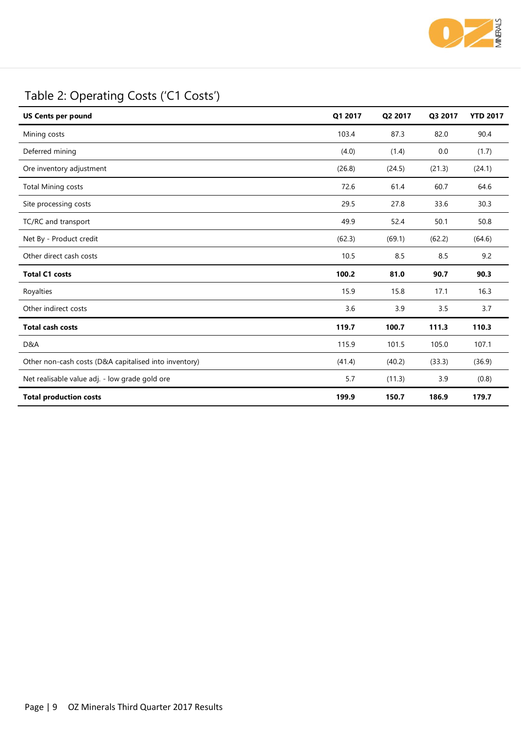## Table 2: Operating Costs ('C1 Costs')

| US Cents per pound | Q1 2017 | Q2 2017 | Q3 2017 | YTD 2017 |
|---|---|---|---|---|
| Mining costs | 103.4 | 87.3 | 82.0 | 90.4 |
| Deferred mining | (4.0) | (1.4) | 0.0 | (1.7) |
| Ore inventory adjustment | (26.8) | (24.5) | (21.3) | (24.1) |
| Total Mining costs | 72.6 | 61.4 | 60.7 | 64.6 |
| Site processing costs | 29.5 | 27.8 | 33.6 | 30.3 |
| TC/RC and transport | 49.9 | 52.4 | 50.1 | 50.8 |
| Net By - Product credit | (62.3) | (69.1) | (62.2) | (64.6) |
| Other direct cash costs | 10.5 | 8.5 | 8.5 | 9.2 |
| **Total C1 costs** | **100.2** | **81.0** | **90.7** | **90.3** |
| Royalties | 15.9 | 15.8 | 17.1 | 16.3 |
| Other indirect costs | 3.6 | 3.9 | 3.5 | 3.7 |
| **Total cash costs** | **119.7** | **100.7** | **111.3** | **110.3** |
| D&A | 115.9 | 101.5 | 105.0 | 107.1 |
| Other non-cash costs (D&A capitalised into inventory) | (41.4) | (40.2) | (33.3) | (36.9) |
| Net realisable value adj. - low grade gold ore | 5.7 | (11.3) | 3.9 | (0.8) |
| **Total production costs** | **199.9** | **150.7** | **186.9** | **179.7** |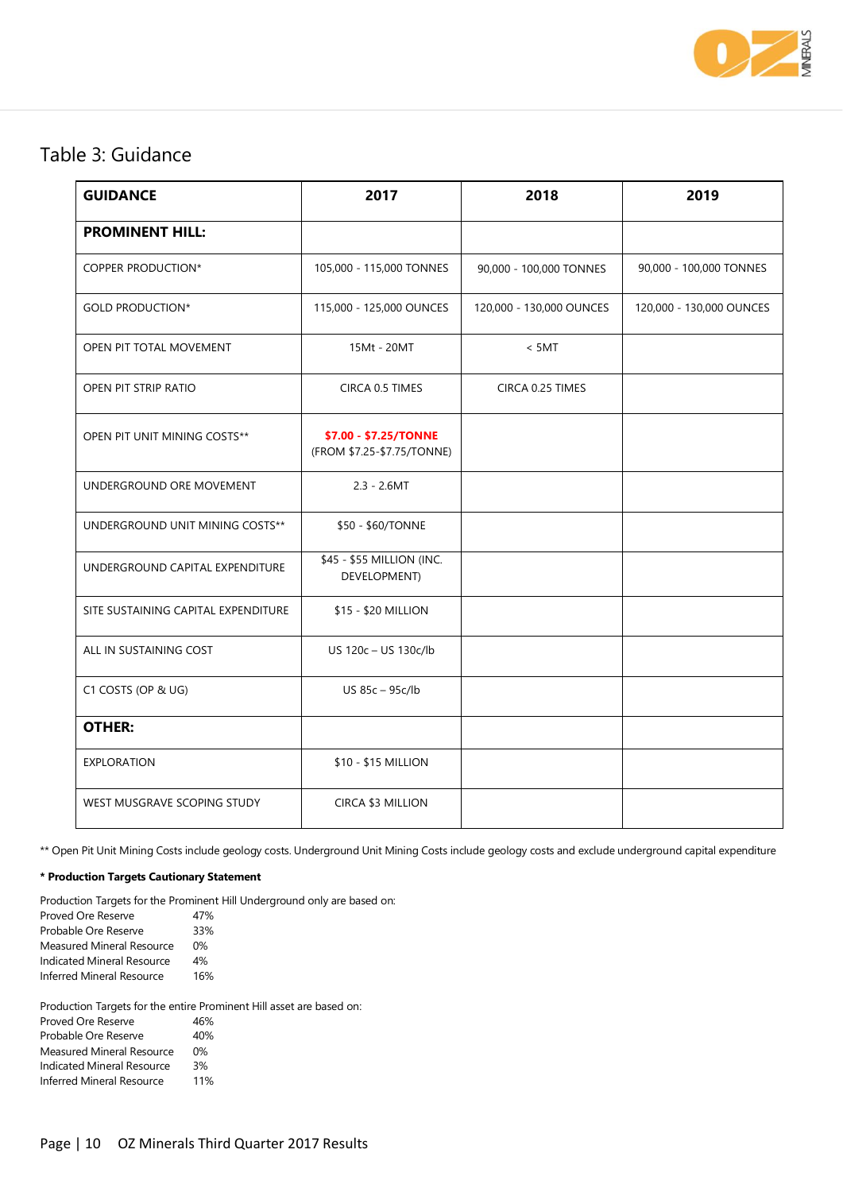## Table 3: Guidance

| GUIDANCE | 2017 | 2018 | 2019 |
|---|---|---|---|
| **PROMINENT HILL:** | | | |
| COPPER PRODUCTION* | 105,000 - 115,000 TONNES | 90,000 - 100,000 TONNES | 90,000 - 100,000 TONNES |
| GOLD PRODUCTION* | 115,000 - 125,000 OUNCES | 120,000 - 130,000 OUNCES | 120,000 - 130,000 OUNCES |
| OPEN PIT TOTAL MOVEMENT | 15Mt - 20MT | < 5MT | |
| OPEN PIT STRIP RATIO | CIRCA 0.5 TIMES | CIRCA 0.25 TIMES | |
| OPEN PIT UNIT MINING COSTS** | **$7.00 - $7.25/TONNE** (FROM $7.25-$7.75/TONNE) | | |
| UNDERGROUND ORE MOVEMENT | 2.3 - 2.6MT | | |
| UNDERGROUND UNIT MINING COSTS** | $50 - $60/TONNE | | |
| UNDERGROUND CAPITAL EXPENDITURE | $45 - $55 MILLION (INC. DEVELOPMENT) | | |
| SITE SUSTAINING CAPITAL EXPENDITURE | $15 - $20 MILLION | | |
| ALL IN SUSTAINING COST | US 120c – US 130c/lb | | |
| C1 COSTS (OP & UG) | US 85c – 95c/lb | | |
| **OTHER:** | | | |
| EXPLORATION | $10 - $15 MILLION | | |
| WEST MUSGRAVE SCOPING STUDY | CIRCA $3 MILLION | | |

** Open Pit Unit Mining Costs include geology costs. Underground Unit Mining Costs include geology costs and exclude underground capital expenditure

**\* Production Targets Cautionary Statement**

Production Targets for the Prominent Hill Underground only are based on:

| | |
|---|---|
| Proved Ore Reserve | 47% |
| Probable Ore Reserve | 33% |
| Measured Mineral Resource | 0% |
| Indicated Mineral Resource | 4% |
| Inferred Mineral Resource | 16% |

Production Targets for the entire Prominent Hill asset are based on:

| | |
|---|---|
| Proved Ore Reserve | 46% |
| Probable Ore Reserve | 40% |
| Measured Mineral Resource | 0% |
| Indicated Mineral Resource | 3% |
| Inferred Mineral Resource | 11% |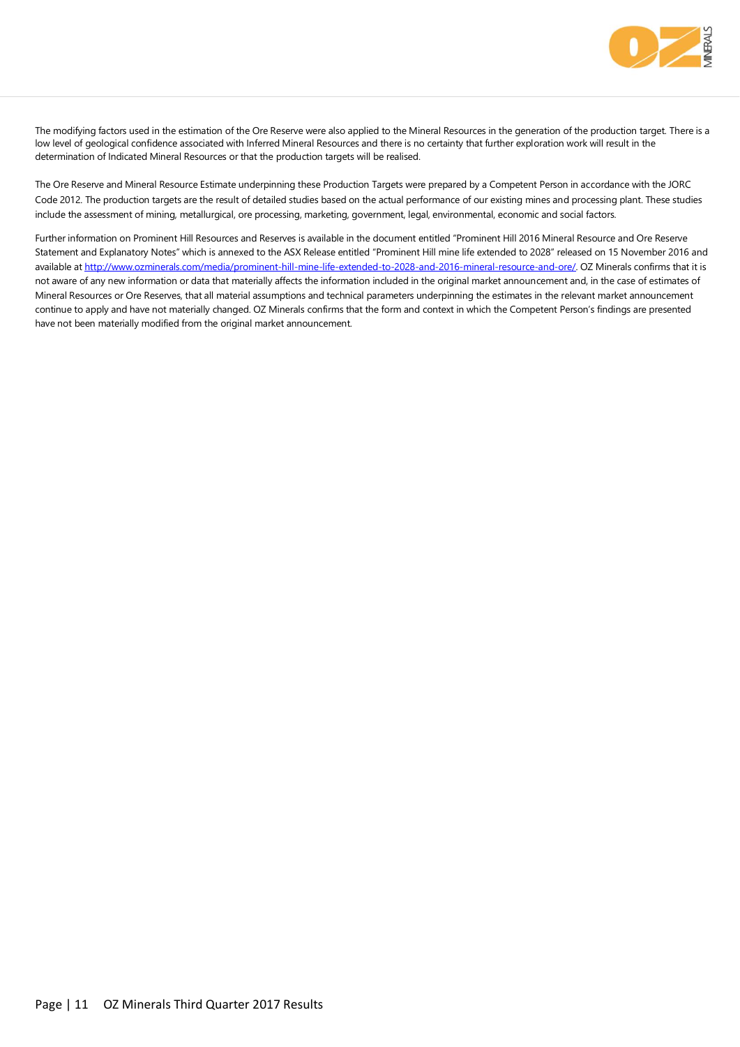The modifying factors used in the estimation of the Ore Reserve were also applied to the Mineral Resources in the generation of the production target. There is a low level of geological confidence associated with Inferred Mineral Resources and there is no certainty that further exploration work will result in the determination of Indicated Mineral Resources or that the production targets will be realised.

The Ore Reserve and Mineral Resource Estimate underpinning these Production Targets were prepared by a Competent Person in accordance with the JORC Code 2012. The production targets are the result of detailed studies based on the actual performance of our existing mines and processing plant. These studies include the assessment of mining, metallurgical, ore processing, marketing, government, legal, environmental, economic and social factors.

Further information on Prominent Hill Resources and Reserves is available in the document entitled "Prominent Hill 2016 Mineral Resource and Ore Reserve Statement and Explanatory Notes" which is annexed to the ASX Release entitled "Prominent Hill mine life extended to 2028" released on 15 November 2016 and available at [http://www.ozminerals.com/media/prominent-hill-mine-life-extended-to-2028-and-2016-mineral-resource-and-ore/](http://www.ozminerals.com/media/prominent-hill-mine-life-extended-to-2028-and-2016-mineral-resource-and-ore/). OZ Minerals confirms that it is not aware of any new information or data that materially affects the information included in the original market announcement and, in the case of estimates of Mineral Resources or Ore Reserves, that all material assumptions and technical parameters underpinning the estimates in the relevant market announcement continue to apply and have not materially changed. OZ Minerals confirms that the form and context in which the Competent Person's findings are presented have not been materially modified from the original market announcement.